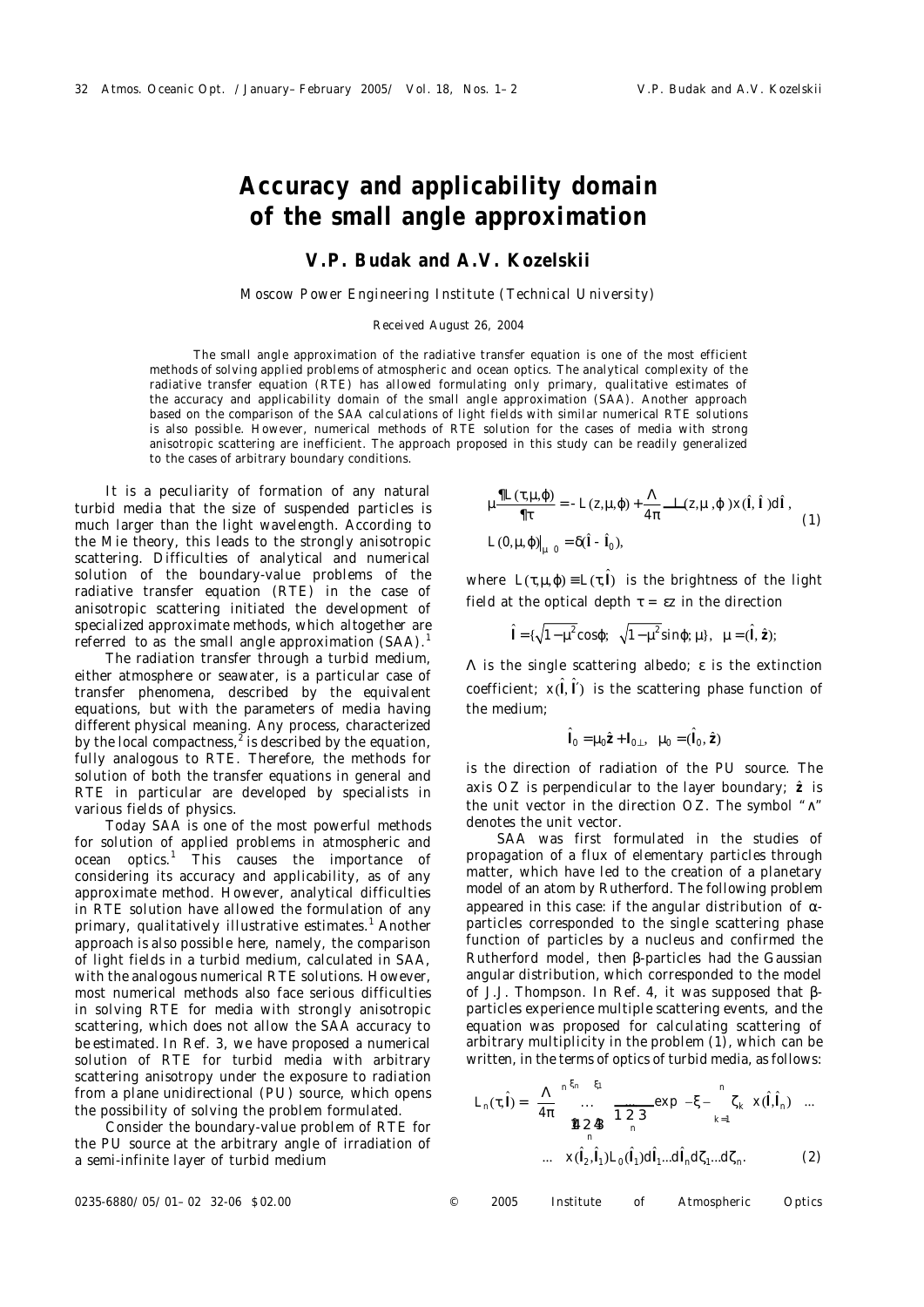# Accuracy and applicability domain of the small angle approximation

## V.P. Budak and A.V. Kozelskii

*Moscow Power Engineering Institute (Technical University)*

Received August 26, 2004

The small angle approximation of the radiative transfer equation is one of the most efficient methods of solving applied problems of atmospheric and ocean optics. The analytical complexity of the radiative transfer equation (RTE) has allowed formulating only primary, qualitative estimates of the accuracy and applicability domain of the small angle approximation (SAA). Another approach based on the comparison of the SAA calculations of light fields with similar numerical RTE solutions is also possible. However, numerical methods of RTE solution for the cases of media with strong anisotropic scattering are inefficient. The approach proposed in this study can be readily generalized to the cases of arbitrary boundary conditions.

It is a peculiarity of formation of any natural turbid media that the size of suspended particles is much larger than the light wavelength. According to the Mie theory, this leads to the strongly anisotropic scattering. Difficulties of analytical and numerical solution of the boundary-value problems of the radiative transfer equation (RTE) in the case of anisotropic scattering initiated the development of specialized approximate methods, which altogether are referred to as the small angle approximation (SAA).[1]

The radiation transfer through a turbid medium, either atmosphere or seawater, is a particular case of transfer phenomena, described by the equivalent equations, but with the parameters of media having different physical meaning. Any process, characterized by the local compactness,[2] is described by the equation, fully analogous to RTE. Therefore, the methods for solution of both the transfer equations in general and RTE in particular are developed by specialists in various fields of physics.

Today SAA is one of the most powerful methods for solution of applied problems in atmospheric and ocean optics.[1] This causes the importance of considering its accuracy and applicability, as of any approximate method. However, analytical difficulties in RTE solution have allowed the formulation of any primary, qualitatively illustrative estimates.[1] Another approach is also possible here, namely, the comparison of light fields in a turbid medium, calculated in SAA, with the analogous numerical RTE solutions. However, most numerical methods also face serious difficulties in solving RTE for media with strongly anisotropic scattering, which does not allow the SAA accuracy to be estimated. In Ref. 3, we have proposed a numerical solution of RTE for turbid media with arbitrary scattering anisotropy under the exposure to radiation from a plane unidirectional (PU) source, which opens the possibility of solving the problem formulated.

Consider the boundary-value problem of RTE for the PU source at the arbitrary angle of irradiation of a semi-infinite layer of turbid medium

$$\mu \frac{\partial L(\tau,\mu,\varphi)}{\partial \tau} = -L(z,\mu,\varphi) + \frac{\Lambda}{4\pi} \oint L(z,\mu',\varphi')x(\hat{\mathbf{l}},\hat{\mathbf{l}}')d\hat{\mathbf{l}}', \quad L(0,\mu,\varphi)\big|_{\mu>0} = \delta(\hat{\mathbf{l}} - \hat{\mathbf{l}}_0), \tag{1}$$

where $L(\tau,\mu,\varphi) \equiv L(\tau,\hat{\mathbf{l}})$ is the brightness of the light field at the optical depth $\tau = \varepsilon z$ in the direction

$$\hat{\mathbf{l}} = \{\sqrt{1-\mu^2}\cos\varphi;\ \sqrt{1-\mu^2}\sin\varphi;\ \mu\},\quad \mu = (\hat{\mathbf{l}},\hat{\mathbf{z}});$$

$\Lambda$ is the single scattering albedo; $\varepsilon$ is the extinction coefficient; $x(\hat{\mathbf{l}},\hat{\mathbf{l}}')$ is the scattering phase function of the medium;

$$\hat{\mathbf{l}}_0 = \mu_0\hat{\mathbf{z}} + \mathbf{l}_{0\perp},\quad \mu_0 = (\hat{\mathbf{l}}_0,\hat{\mathbf{z}})$$

is the direction of radiation of the PU source. The axis $OZ$ is perpendicular to the layer boundary; $\hat{\mathbf{z}}$ is the unit vector in the direction $OZ$. The symbol "$\wedge$" denotes the unit vector.

SAA was first formulated in the studies of propagation of a flux of elementary particles through matter, which have led to the creation of a planetary model of an atom by Rutherford. The following problem appeared in this case: if the angular distribution of $\alpha$-particles corresponded to the single scattering phase function of particles by a nucleus and confirmed the Rutherford model, then $\beta$-particles had the Gaussian angular distribution, which corresponded to the model of J.J. Thompson. In Ref. 4, it was supposed that $\beta$-particles experience multiple scattering events, and the equation was proposed for calculating scattering of arbitrary multiplicity in the problem (1), which can be written, in the terms of optics of turbid media, as follows:

$$L_n(\tau,\hat{\mathbf{l}}) = \left(\frac{\Lambda}{4\pi}\right)^n \underbrace{\oint\oint\ldots\oint}_{n} \underbrace{\int_0^{\xi}\int_0^{\xi_n}\ldots\int_0^{\xi_1}}_{n} \exp\left(-\xi - \sum_{k=1}^{n}\zeta_k\right) x(\hat{\mathbf{l}},\hat{\mathbf{l}}_n)\ \ldots$$
$$\ldots\ x(\hat{\mathbf{l}}_2,\hat{\mathbf{l}}_1)L_0(\hat{\mathbf{l}}_1)d\hat{\mathbf{l}}_1\ldots d\hat{\mathbf{l}}_n d\zeta_1\ldots d\zeta_n. \tag{2}$$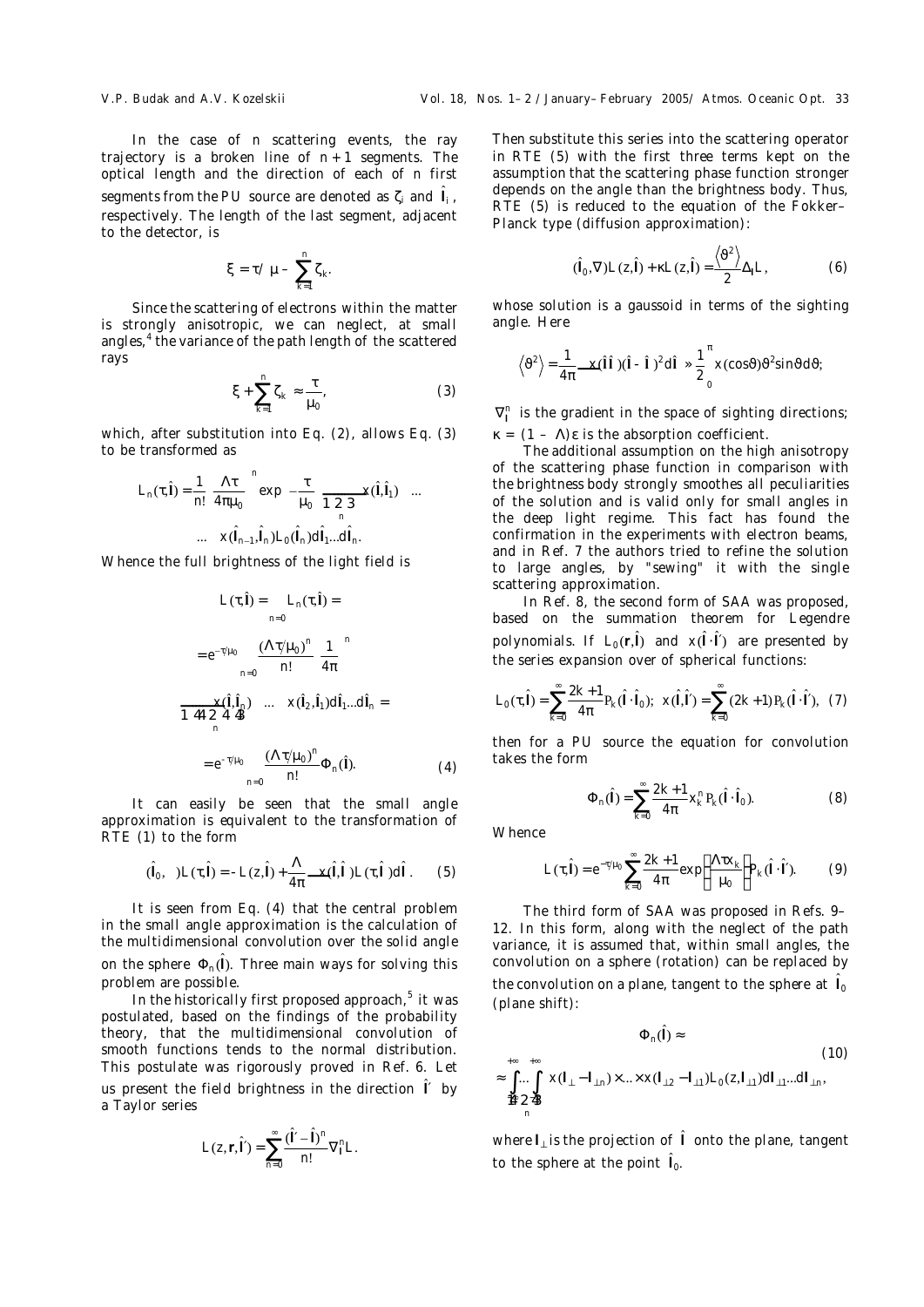In the case of $n$ scattering events, the ray trajectory is a broken line of $n+1$ segments. The optical length and the direction of each of $n$ first segments from the PU source are denoted as $\zeta_i$ and $\hat{\mathbf{l}}_i$, respectively. The length of the last segment, adjacent to the detector, is

$$\xi = \tau/\mu - \sum_{k=1}^{n} \zeta_k.$$

Since the scattering of electrons within the matter is strongly anisotropic, we can neglect, at small angles,[4] the variance of the path length of the scattered rays

$$\xi + \sum_{k=1}^{n} \zeta_k \approx \frac{\tau}{\mu_0}, \tag{3}$$

which, after substitution into Eq. (2), allows Eq. (3) to be transformed as

$$L_n(\tau, \hat{\mathbf{l}}) = \frac{1}{n!}\left(\frac{\Lambda\tau}{4\pi\mu_0}\right)^n \exp\left(-\frac{\tau}{\mu_0}\right) \underbrace{\int \ldots \int}_{n} x(\hat{\mathbf{l}}, \hat{\mathbf{l}}_1) \ldots$$
$$\ldots x(\hat{\mathbf{l}}_{n-1}, \hat{\mathbf{l}}_n) L_0(\hat{\mathbf{l}}_n) d\hat{\mathbf{l}}_1 \ldots d\hat{\mathbf{l}}_n.$$

Whence the full brightness of the light field is

$$L(\tau, \hat{\mathbf{l}}) = \sum_{n=0} L_n(\tau, \hat{\mathbf{l}}) =$$
$$= e^{-\tau/\mu_0} \sum_{n=0} \frac{(\Lambda\tau/\mu_0)^n}{n!} \left(\frac{1}{4\pi}\right)^n$$
$$\underbrace{\int \ldots \int}_{n} x(\hat{\mathbf{l}}, \hat{\mathbf{l}}_n) \ldots x(\hat{\mathbf{l}}_2, \hat{\mathbf{l}}_1) d\hat{\mathbf{l}}_1 \ldots d\hat{\mathbf{l}}_n =$$
$$= e^{-\tau/\mu_0} \sum_{n=0} \frac{(\Lambda\tau/\mu_0)^n}{n!} \Phi_n(\hat{\mathbf{l}}). \tag{4}$$

It can easily be seen that the small angle approximation is equivalent to the transformation of RTE (1) to the form

$$(\hat{\mathbf{l}}_0, \nabla) L(\tau, \hat{\mathbf{l}}) = -L(z, \hat{\mathbf{l}}) + \frac{\Lambda}{4\pi} \oint x(\hat{\mathbf{l}}, \hat{\mathbf{l}}') L(\tau, \hat{\mathbf{l}}') d\hat{\mathbf{l}}'. \tag{5}$$

It is seen from Eq. (4) that the central problem in the small angle approximation is the calculation of the multidimensional convolution over the solid angle on the sphere $\Phi_n(\hat{\mathbf{l}})$. Three main ways for solving this problem are possible.

In the historically first proposed approach,[5] it was postulated, based on the findings of the probability theory, that the multidimensional convolution of smooth functions tends to the normal distribution. This postulate was rigorously proved in Ref. 6. Let us present the field brightness in the direction $\hat{\mathbf{l}}'$ by a Taylor series

$$L(z, \mathbf{r}, \hat{\mathbf{l}}') = \sum_{n=0}^{\infty} \frac{(\hat{\mathbf{l}}' - \hat{\mathbf{l}})^n}{n!} \nabla_{\mathbf{l}}^n L.$$

Then substitute this series into the scattering operator in RTE (5) with the first three terms kept on the assumption that the scattering phase function stronger depends on the angle than the brightness body. Thus, RTE (5) is reduced to the equation of the Fokker–Planck type (diffusion approximation):

$$(\hat{\mathbf{l}}_0, \nabla) L(z, \hat{\mathbf{l}}) + \kappa L(z, \hat{\mathbf{l}}) = \frac{\langle \theta^2 \rangle}{2} \Delta_{\mathbf{l}} L, \tag{6}$$

whose solution is a gaussoid in terms of the sighting angle. Here

$$\langle \theta^2 \rangle = \frac{1}{4\pi} \oint x(\hat{\mathbf{l}}\hat{\mathbf{l}}')(\hat{\mathbf{l}} - \hat{\mathbf{l}}')^2 d\hat{\mathbf{l}}' \approx \frac{1}{2} \int_0^{\pi} x(\cos\vartheta) \vartheta^2 \sin\vartheta d\vartheta;$$

$\nabla_{\mathbf{l}}^n$ is the gradient in the space of sighting directions; $\kappa = (1 - \Lambda)\varepsilon$ is the absorption coefficient.

The additional assumption on the high anisotropy of the scattering phase function in comparison with the brightness body strongly smoothes all peculiarities of the solution and is valid only for small angles in the deep light regime. This fact has found the confirmation in the experiments with electron beams, and in Ref. 7 the authors tried to refine the solution to large angles, by "sewing" it with the single scattering approximation.

In Ref. 8, the second form of SAA was proposed, based on the summation theorem for Legendre polynomials. If $L_0(\mathbf{r}, \hat{\mathbf{l}})$ and $x(\hat{\mathbf{l}} \cdot \hat{\mathbf{l}}')$ are presented by the series expansion over of spherical functions:

$$L_0(\tau, \hat{\mathbf{l}}) = \sum_{k=0}^{\infty} \frac{2k+1}{4\pi} P_k(\hat{\mathbf{l}} \cdot \hat{\mathbf{l}}_0); \;\; x(\hat{\mathbf{l}}, \hat{\mathbf{l}}') = \sum_{k=0}^{\infty} (2k+1) P_k(\hat{\mathbf{l}} \cdot \hat{\mathbf{l}}'), \tag{7}$$

then for a PU source the equation for convolution takes the form

$$\Phi_n(\hat{\mathbf{l}}) = \sum_{k=0}^{\infty} \frac{2k+1}{4\pi} x_k^n P_k(\hat{\mathbf{l}} \cdot \hat{\mathbf{l}}_0). \tag{8}$$

Whence

$$L(\tau, \hat{\mathbf{l}}) = e^{-\tau/\mu_0} \sum_{k=0}^{\infty} \frac{2k+1}{4\pi} \exp\left(\frac{\Lambda\tau x_k}{\mu_0}\right) P_k(\hat{\mathbf{l}} \cdot \hat{\mathbf{l}}'). \tag{9}$$

The third form of SAA was proposed in Refs. 9–12. In this form, along with the neglect of the path variance, it is assumed that, within small angles, the convolution on a sphere (rotation) can be replaced by the convolution on a plane, tangent to the sphere at $\hat{\mathbf{l}}_0$ (plane shift):

$$\Phi_n(\hat{\mathbf{l}}) \approx$$
$$\approx \underbrace{\int_{-\infty}^{+\infty} \ldots \int_{-\infty}^{+\infty}}_{n} x(\mathbf{l}_\perp - \mathbf{l}_{\perp n}) \times \ldots \times x(\mathbf{l}_{\perp 2} - \mathbf{l}_{\perp 1}) L_0(z, \mathbf{l}_{\perp 1}) d\mathbf{l}_{\perp 1} \ldots d\mathbf{l}_{\perp n}, \tag{10}$$

where $\mathbf{l}_\perp$ is the projection of $\hat{\mathbf{l}}$ onto the plane, tangent to the sphere at the point $\hat{\mathbf{l}}_0$.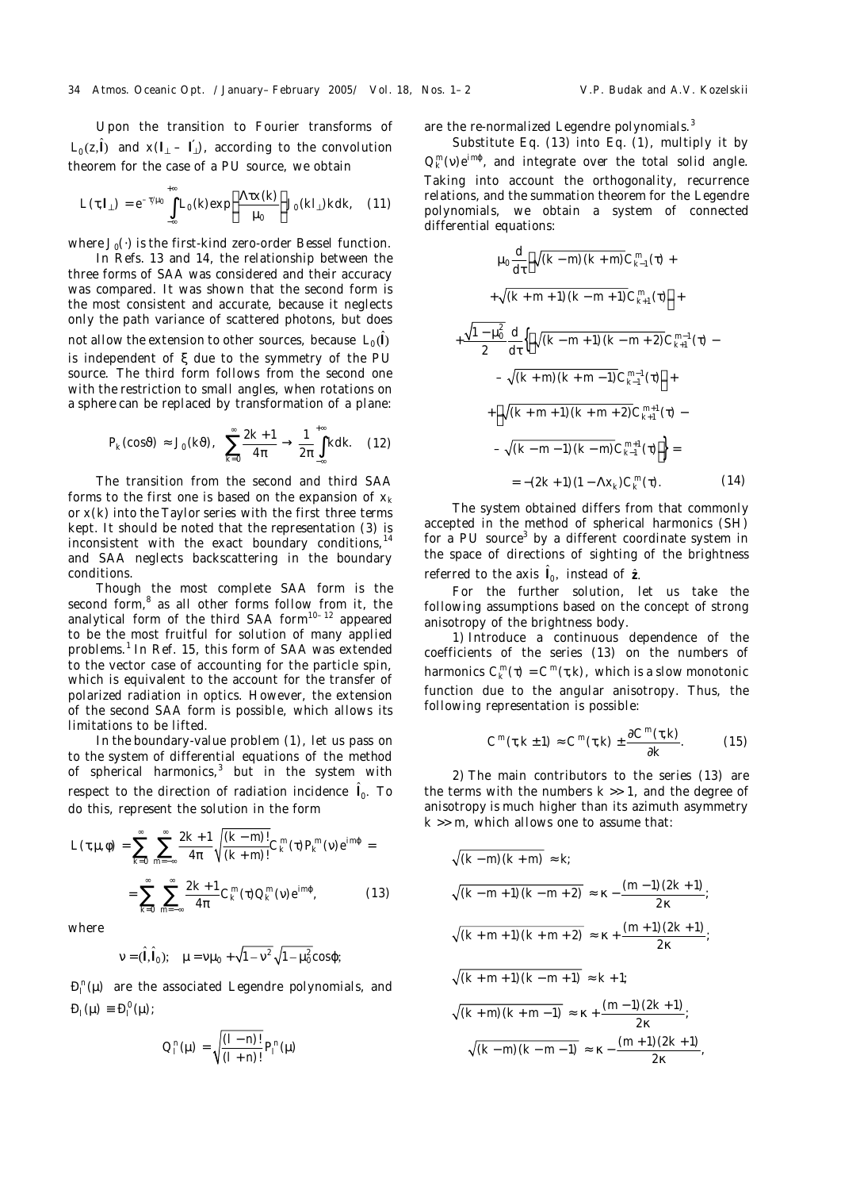Upon the transition to Fourier transforms of $L_0(z,\hat{\mathbf{l}})$ and $x(\mathbf{l}_\perp - \mathbf{l}'_\perp)$, according to the convolution theorem for the case of a PU source, we obtain

$$L(\tau,\mathbf{l}_\perp) = e^{-\tau/\mu_0}\int_{-\infty}^{+\infty} L_0(k)\exp\left(\frac{\Lambda\tau x(k)}{\mu_0}\right) J_0(kl_\perp)kdk, \quad (11)$$

where $J_0(\cdot)$ is the first-kind zero-order Bessel function.

In Refs. 13 and 14, the relationship between the three forms of SAA was considered and their accuracy was compared. It was shown that the second form is the most consistent and accurate, because it neglects only the path variance of scattered photons, but does not allow the extension to other sources, because $L_0(\hat{\mathbf{l}})$ is independent of $\xi$ due to the symmetry of the PU source. The third form follows from the second one with the restriction to small angles, when rotations on a sphere can be replaced by transformation of a plane:

$$P_k(\cos\vartheta) \approx J_0(k\vartheta), \quad \sum_{k=0}^{\infty}\frac{2k+1}{4\pi} \to \frac{1}{2\pi}\int_{-\infty}^{+\infty} kdk. \quad (12)$$

The transition from the second and third SAA forms to the first one is based on the expansion of $x_k$ or $x(k)$ into the Taylor series with the first three terms kept. It should be noted that the representation (3) is inconsistent with the exact boundary conditions,[14] and SAA neglects backscattering in the boundary conditions.

Though the most complete SAA form is the second form,[8] as all other forms follow from it, the analytical form of the third SAA form[10–12] appeared to be the most fruitful for solution of many applied problems.[1] In Ref. 15, this form of SAA was extended to the vector case of accounting for the particle spin, which is equivalent to the account for the transfer of polarized radiation in optics. However, the extension of the second SAA form is possible, which allows its limitations to be lifted.

In the boundary-value problem (1), let us pass on to the system of differential equations of the method of spherical harmonics,[3] but in the system with respect to the direction of radiation incidence $\hat{\mathbf{l}}_0$. To do this, represent the solution in the form

$$L(\tau,\mu,\phi) = \sum_{k=0}^{\infty}\sum_{m=-\infty}^{\infty}\frac{2k+1}{4\pi}\sqrt{\frac{(k-m)!}{(k+m)!}}C_k^m(\tau)P_k^m(\nu)e^{im\phi} = $$
$$= \sum_{k=0}^{\infty}\sum_{m=-\infty}^{\infty}\frac{2k+1}{4\pi}C_k^m(\tau)Q_k^m(\nu)e^{im\phi}, \quad (13)$$

where

$$\nu = (\hat{\mathbf{l}},\hat{\mathbf{l}}_0); \quad \mu = \nu\mu_0 + \sqrt{1-\nu^2}\sqrt{1-\mu_0^2}\cos\phi;$$

$P_l^n(\mu)$ are the associated Legendre polynomials, and $P_l(\mu) \equiv P_l^0(\mu)$;

$$Q_l^n(\mu) = \sqrt{\frac{(l-n)!}{(l+n)!}}P_l^n(\mu)$$

are the re-normalized Legendre polynomials.[3]

Substitute Eq. (13) into Eq. (1), multiply it by $Q_k^m(\nu)e^{im\phi}$, and integrate over the total solid angle. Taking into account the orthogonality, recurrence relations, and the summation theorem for the Legendre polynomials, we obtain a system of connected differential equations:

$$\mu_0\frac{d}{d\tau}\left[\sqrt{(k-m)(k+m)}C_{k-1}^m(\tau) + \sqrt{(k+m+1)(k-m+1)}C_{k+1}^m(\tau)\right] +$$
$$+\frac{\sqrt{1-\mu_0^2}}{2}\frac{d}{d\tau}\left\{\left[\sqrt{(k-m+1)(k-m+2)}C_{k+1}^{m-1}(\tau) - \sqrt{(k+m)(k+m-1)}C_{k-1}^{m-1}(\tau)\right] + \left[\sqrt{(k+m+1)(k+m+2)}C_{k+1}^{m+1}(\tau) - \sqrt{(k-m-1)(k-m)}C_{k-1}^{m+1}(\tau)\right]\right\} =$$
$$= -(2k+1)(1-\Lambda x_k)C_k^m(\tau). \quad (14)$$

The system obtained differs from that commonly accepted in the method of spherical harmonics (SH) for a PU source[3] by a different coordinate system in the space of directions of sighting of the brightness referred to the axis $\hat{\mathbf{l}}_0$, instead of $\hat{\mathbf{z}}$.

For the further solution, let us take the following assumptions based on the concept of strong anisotropy of the brightness body.

1) Introduce a continuous dependence of the coefficients of the series (13) on the numbers of harmonics $C_k^m(\tau) = C^m(\tau,k)$, which is a slow monotonic function due to the angular anisotropy. Thus, the following representation is possible:

$$C^m(\tau,k\pm 1) \approx C^m(\tau,k) \pm \frac{\partial C^m(\tau,k)}{\partial k}. \quad (15)$$

2) The main contributors to the series (13) are the terms with the numbers $k \gg 1$, and the degree of anisotropy is much higher than its azimuth asymmetry $k \gg m$, which allows one to assume that:

$$\sqrt{(k-m)(k+m)} \approx k;$$

$$\sqrt{(k-m+1)(k-m+2)} \approx \kappa - \frac{(m-1)(2k+1)}{2\kappa};$$

$$\sqrt{(k+m+1)(k+m+2)} \approx \kappa + \frac{(m+1)(2k+1)}{2\kappa};$$

$$\sqrt{(k+m+1)(k-m+1)} \approx k+1;$$

$$\sqrt{(k+m)(k+m-1)} \approx \kappa + \frac{(m-1)(2k+1)}{2\kappa};$$

$$\sqrt{(k-m)(k-m-1)} \approx \kappa - \frac{(m+1)(2k+1)}{2\kappa},$$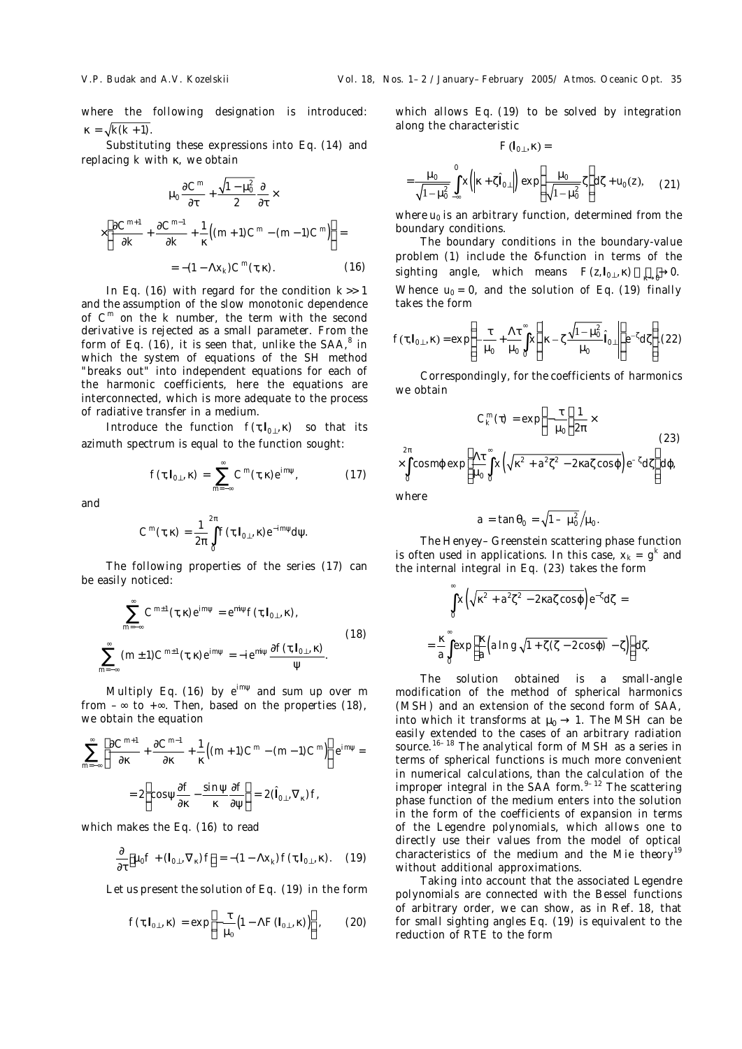where the following designation is introduced: $\kappa = \sqrt{k(k+1)}$.

Substituting these expressions into Eq. (14) and replacing $k$ with $\kappa$, we obtain

$$\mu_0 \frac{\partial C^m}{\partial \tau} + \frac{\sqrt{1-\mu_0^2}}{2}\frac{\partial}{\partial \tau} \times$$

$$\times \left[\frac{\partial C^{m+1}}{\partial k} + \frac{\partial C^{m-1}}{\partial k} + \frac{1}{\kappa}\Big((m+1)C^m - (m-1)C^m\Big)\right] =$$

$$= -(1 - \Lambda x_k) C^m(\tau, \kappa). \qquad (16)$$

In Eq. (16) with regard for the condition $k >> 1$ and the assumption of the slow monotonic dependence of $C^m$ on the $k$ number, the term with the second derivative is rejected as a small parameter. From the form of Eq. (16), it is seen that, unlike the SAA,[8] in which the system of equations of the SH method "breaks out" into independent equations for each of the harmonic coefficients, here the equations are interconnected, which is more adequate to the process of radiative transfer in a medium.

Introduce the function $f(\tau, \mathbf{l}_{0\perp}, \kappa)$ so that its azimuth spectrum is equal to the function sought:

$$f(\tau, \mathbf{l}_{0\perp}, \kappa) = \sum_{m=-\infty}^{\infty} C^m(\tau, \kappa) e^{im\psi}, \qquad (17)$$

and

$$C^m(\tau, \kappa) = \frac{1}{2\pi}\int_0^{2\pi} f(\tau, \mathbf{l}_{0\perp}, \kappa) e^{-im\psi} d\psi.$$

The following properties of the series (17) can be easily noticed:

$$\sum_{m=-\infty}^{\infty} C^{m\pm1}(\tau, \kappa) e^{im\psi} = e^{m i\psi} f(\tau, \mathbf{l}_{0\perp}, \kappa),$$

$$\sum_{m=-\infty}^{\infty} (m\pm1) C^{m\pm1}(\tau, \kappa) e^{im\psi} = -i e^{m i\psi} \frac{\partial f(\tau, \mathbf{l}_{0\perp}, \kappa)}{\psi}. \qquad (18)$$

Multiply Eq. (16) by $e^{im\psi}$ and sum up over $m$ from $-\infty$ to $+\infty$. Then, based on the properties (18), we obtain the equation

$$\sum_{m=-\infty}^{\infty}\left[\frac{\partial C^{m+1}}{\partial \kappa} + \frac{\partial C^{m-1}}{\partial \kappa} + \frac{1}{\kappa}\Big((m+1)C^m - (m-1)C^m\Big)\right] e^{im\psi} =$$

$$= 2\left[\cos\psi \frac{\partial f}{\partial \kappa} - \frac{\sin\psi}{\kappa}\frac{\partial f}{\partial \psi}\right] = 2(\hat{\mathbf{l}}_{0\perp}, \nabla_\kappa) f,$$

which makes the Eq. (16) to read

$$\frac{\partial}{\partial \tau}\left[\mu_0 f + (\mathbf{l}_{0\perp}, \nabla_\kappa) f\right] = -(1 - \Lambda x_k) f(\tau, \mathbf{l}_{0\perp}, \kappa). \qquad (19)$$

Let us present the solution of Eq. (19) in the form

$$f(\tau, \mathbf{l}_{0\perp}, \kappa) = \exp\left[-\frac{\tau}{\mu_0}\big(1 - \Lambda F(\mathbf{l}_{0\perp}, \kappa)\big)\right], \qquad (20)$$

which allows Eq. (19) to be solved by integration along the characteristic

$$F(\mathbf{l}_{0\perp}, \kappa) =$$

$$= \frac{\mu_0}{\sqrt{1-\mu_0^2}}\int_{-\infty}^{0} x\left(\left|\kappa + \zeta \hat{\mathbf{l}}_{0\perp}\right|\right)\exp\left[\frac{\mu_0}{\sqrt{1-\mu_0^2}}\zeta\right] d\zeta + u_0(z), \qquad (21)$$

where $u_0$ is an arbitrary function, determined from the boundary conditions.

The boundary conditions in the boundary-value problem (1) include the $\delta$-function in terms of the sighting angle, which means $F(z, \mathbf{l}_{0\perp}, \kappa)\big|_{\kappa\to\infty} \to 0$. Whence $u_0 = 0$, and the solution of Eq. (19) finally takes the form

$$f(\tau, \mathbf{l}_{0\perp}, \kappa) = \exp\left[-\frac{\tau}{\mu_0} + \frac{\Lambda\tau}{\mu_0}\int_0^{\infty} x\left(\left|\kappa - \zeta\frac{\sqrt{1-\mu_0^2}}{\mu_0}\hat{\mathbf{l}}_{0\perp}\right|\right) e^{-\zeta} d\zeta\right]. \qquad (22)$$

Correspondingly, for the coefficients of harmonics we obtain

$$C_k^m(\tau) = \exp\left[-\frac{\tau}{\mu_0}\right]\frac{1}{2\pi}\times$$

$$\times\int_0^{2\pi}\cos m\varphi \exp\left[\frac{\Lambda\tau}{\mu_0}\int_0^{\infty} x\left(\sqrt{\kappa^2 + a^2\zeta^2 - 2\kappa a\zeta\cos\varphi}\right)e^{-\zeta}d\zeta\right] d\varphi, \qquad (23)$$

where

$$a = \tan\theta_0 = \sqrt{1-\mu_0^2}\big/\mu_0.$$

The Henyey–Greenstein scattering phase function is often used in applications. In this case, $x_k = g^k$ and the internal integral in Eq. (23) takes the form

$$\int_0^{\infty} x\left(\sqrt{\kappa^2 + a^2\zeta^2 - 2\kappa a\zeta\cos\varphi}\right)e^{-\zeta}d\zeta =$$

$$= \frac{\kappa}{a}\int_0^{\infty}\exp\left[\frac{\kappa}{a}\left(a\ln g\sqrt{1 + \zeta(\zeta - 2\cos\varphi)} - \zeta\right)\right] d\zeta.$$

The solution obtained is a small-angle modification of the method of spherical harmonics (MSH) and an extension of the second form of SAA, into which it transforms at $\mu_0 \to 1$. The MSH can be easily extended to the cases of an arbitrary radiation source.[16–18] The analytical form of MSH as a series in terms of spherical functions is much more convenient in numerical calculations, than the calculation of the improper integral in the SAA form.[9–12] The scattering phase function of the medium enters into the solution in the form of the coefficients of expansion in terms of the Legendre polynomials, which allows one to directly use their values from the model of optical characteristics of the medium and the Mie theory[19] without additional approximations.

Taking into account that the associated Legendre polynomials are connected with the Bessel functions of arbitrary order, we can show, as in Ref. 18, that for small sighting angles Eq. (19) is equivalent to the reduction of RTE to the form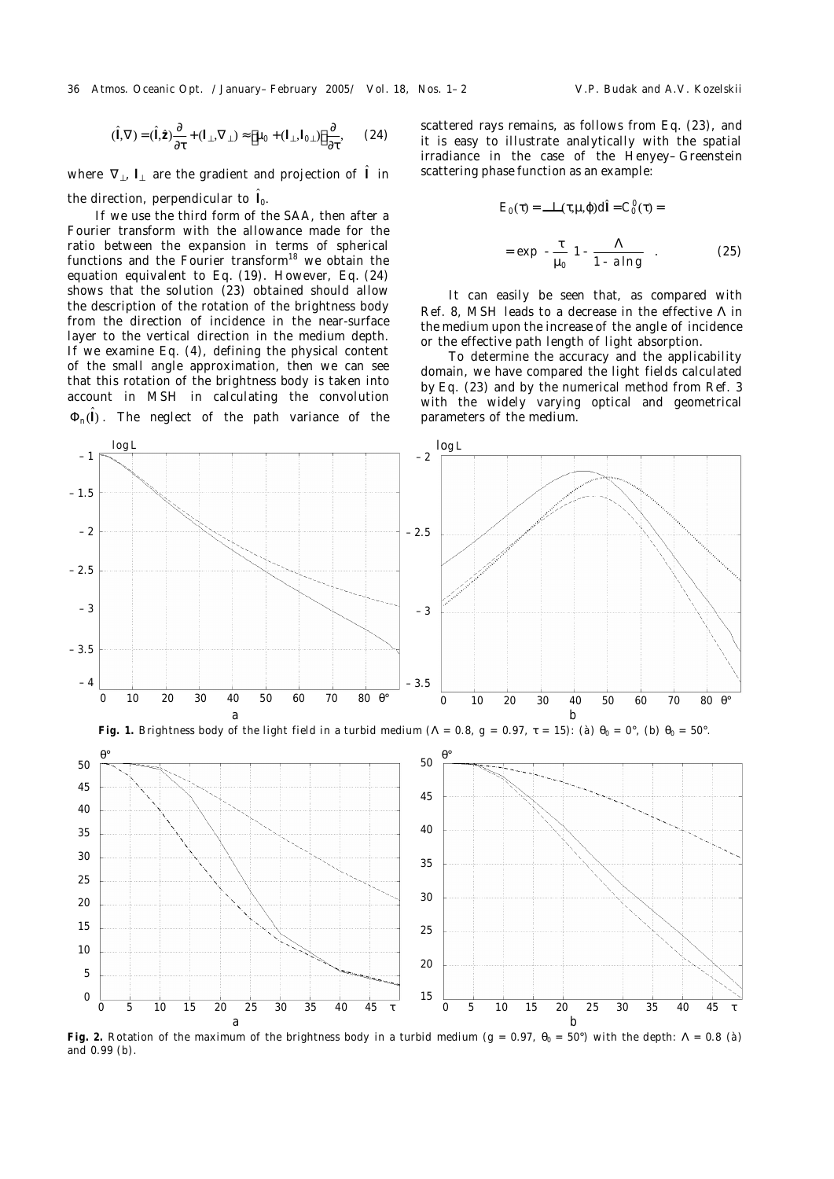$$(\hat{\mathbf{l}},\nabla) = (\hat{\mathbf{l}},\hat{\mathbf{z}})\frac{\partial}{\partial \tau} + (\mathbf{l}_{\perp},\nabla_{\perp}) \approx [\mu_0 + (\mathbf{l}_{\perp},\mathbf{l}_{0\perp})]\frac{\partial}{\partial \tau}, \qquad (24)$$

where $\nabla_{\perp}$, $\mathbf{l}_{\perp}$ are the gradient and projection of $\hat{\mathbf{l}}$ in the direction, perpendicular to $\hat{\mathbf{l}}_0$.

If we use the third form of the SAA, then after a Fourier transform with the allowance made for the ratio between the expansion in terms of spherical functions and the Fourier transform[18] we obtain the equation equivalent to Eq. (19). However, Eq. (24) shows that the solution (23) obtained should allow the description of the rotation of the brightness body from the direction of incidence in the near-surface layer to the vertical direction in the medium depth. If we examine Eq. (4), defining the physical content of the small angle approximation, then we can see that this rotation of the brightness body is taken into account in MSH in calculating the convolution $\Phi_n(\hat{\mathbf{l}})$. The neglect of the path variance of the scattered rays remains, as follows from Eq. (23), and it is easy to illustrate analytically with the spatial irradiance in the case of the Henyey–Greenstein scattering phase function as an example:

$$E_0(\tau) = \oint L(\tau,\mu,\varphi)d\hat{\mathbf{l}} = C_0^0(\tau) =$$

$$= \exp\left[-\frac{\tau}{\mu_0}\left(1 - \frac{\Lambda}{1 - a\ln g}\right)\right]. \qquad (25)$$

It can easily be seen that, as compared with Ref. 8, MSH leads to a decrease in the effective $\Lambda$ in the medium upon the increase of the angle of incidence or the effective path length of light absorption.

To determine the accuracy and the applicability domain, we have compared the light fields calculated by Eq. (23) and by the numerical method from Ref. 3 with the widely varying optical and geometrical parameters of the medium.

**Fig. 1.** Brightness body of the light field in a turbid medium ($\Lambda = 0.8$, $g = 0.97$, $\tau = 15$): (a) $\theta_0 = 0°$, (b) $\theta_0 = 50°$.

**Fig. 2.** Rotation of the maximum of the brightness body in a turbid medium ($g = 0.97$, $\theta_0 = 50°$) with the depth: $\Lambda = 0.8$ (a) and 0.99 (b).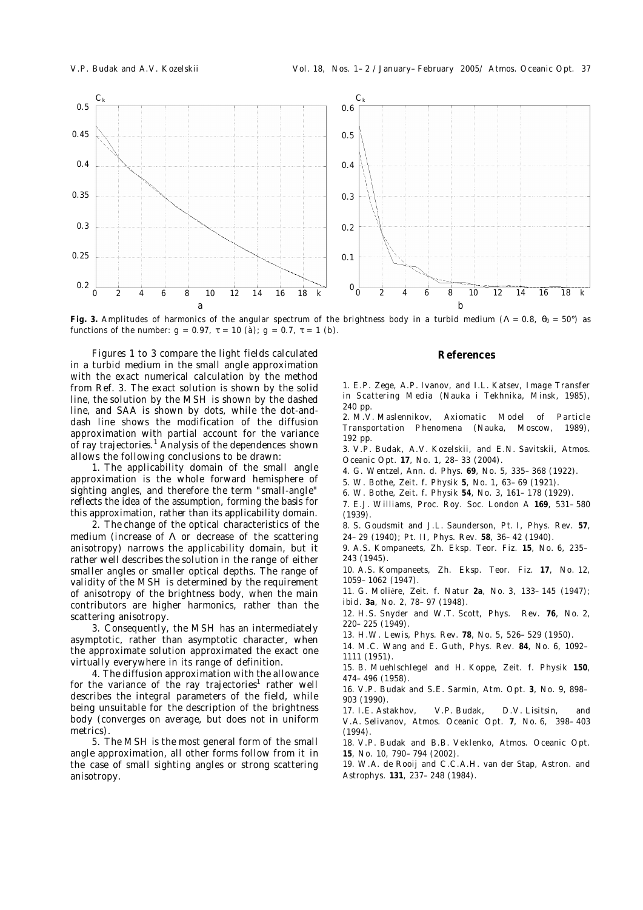$C_k$

0.5
0.45
0.4
0.35
0.3
0.25
0.2

0 2 4 6 8 10 12 14 16 18 k

a

$C_k$

0.6
0.5
0.4
0.3
0.2
0.1
0

0 2 4 6 8 10 12 14 16 18 k

b

**Fig. 3.** Amplitudes of harmonics of the angular spectrum of the brightness body in a turbid medium ($\Lambda = 0.8$, $\theta_0 = 50°$) as functions of the number: $g = 0.97$, $\tau = 10$ (a); $g = 0.7$, $\tau = 1$ (b).

Figures 1 to 3 compare the light fields calculated in a turbid medium in the small angle approximation with the exact numerical calculation by the method from Ref. 3. The exact solution is shown by the solid line, the solution by the MSH is shown by the dashed line, and SAA is shown by dots, while the dot-and-dash line shows the modification of the diffusion approximation with partial account for the variance of ray trajectories.[1] Analysis of the dependences shown allows the following conclusions to be drawn:

1. The applicability domain of the small angle approximation is the whole forward hemisphere of sighting angles, and therefore the term "small-angle" reflects the idea of the assumption, forming the basis for this approximation, rather than its applicability domain.

2. The change of the optical characteristics of the medium (increase of $\Lambda$ or decrease of the scattering anisotropy) narrows the applicability domain, but it rather well describes the solution in the range of either smaller angles or smaller optical depths. The range of validity of the MSH is determined by the requirement of anisotropy of the brightness body, when the main contributors are higher harmonics, rather than the scattering anisotropy.

3. Consequently, the MSH has an intermediately asymptotic, rather than asymptotic character, when the approximate solution approximated the exact one virtually everywhere in its range of definition.

4. The diffusion approximation with the allowance for the variance of the ray trajectories[1] rather well describes the integral parameters of the field, while being unsuitable for the description of the brightness body (converges on average, but does not in uniform metrics).

5. The MSH is the most general form of the small angle approximation, all other forms follow from it in the case of small sighting angles or strong scattering anisotropy.

## References

1. E.P. Zege, A.P. Ivanov, and I.L. Katsev, *Image Transfer in Scattering Media* (Nauka i Tekhnika, Minsk, 1985), 240 pp.
2. M.V. Maslennikov, *Axiomatic Model of Particle Transportation Phenomena* (Nauka, Moscow, 1989), 192 pp.
3. V.P. Budak, A.V. Kozelskii, and E.N. Savitskii, Atmos. Oceanic Opt. **17**, No. 1, 28–33 (2004).
4. G. Wentzel, Ann. d. Phys. **69**, No. 5, 335–368 (1922).
5. W. Bothe, Zeit. f. Physik **5**, No. 1, 63–69 (1921).
6. W. Bothe, Zeit. f. Physik **54**, No. 3, 161–178 (1929).
7. E.J. Williams, Proc. Roy. Soc. London A **169**, 531–580 (1939).
8. S. Goudsmit and J.L. Saunderson, Pt. I, Phys. Rev. **57**, 24–29 (1940); Pt. II, Phys. Rev. **58**, 36–42 (1940).
9. A.S. Kompaneets, Zh. Eksp. Teor. Fiz. **15**, No. 6, 235–243 (1945).
10. A.S. Kompaneets, Zh. Eksp. Teor. Fiz. **17**, No. 12, 1059–1062 (1947).
11. G. Molière, Zeit. f. Natur **2a**, No. 3, 133–145 (1947); *ibid*. **3a**, No. 2, 78–97 (1948).
12. H.S. Snyder and W.T. Scott, Phys. Rev. **76**, No. 2, 220–225 (1949).
13. H.W. Lewis, Phys. Rev. **78**, No. 5, 526–529 (1950).
14. M.C. Wang and E. Guth, Phys. Rev. **84**, No. 6, 1092–1111 (1951).
15. B. Muehlschlegel and H. Koppe, Zeit. f. Physik **150**, 474–496 (1958).
16. V.P. Budak and S.E. Sarmin, Atm. Opt. **3**, No. 9, 898–903 (1990).
17. I.E. Astakhov, V.P. Budak, D.V. Lisitsin, and V.A. Selivanov, Atmos. Oceanic Opt. **7**, No. 6, 398–403 (1994).
18. V.P. Budak and B.B. Veklenko, Atmos. Oceanic Opt. **15**, No. 10, 790–794 (2002).
19. W.A. de Rooij and C.C.A.H. van der Stap, Astron. and Astrophys. **131**, 237–248 (1984).